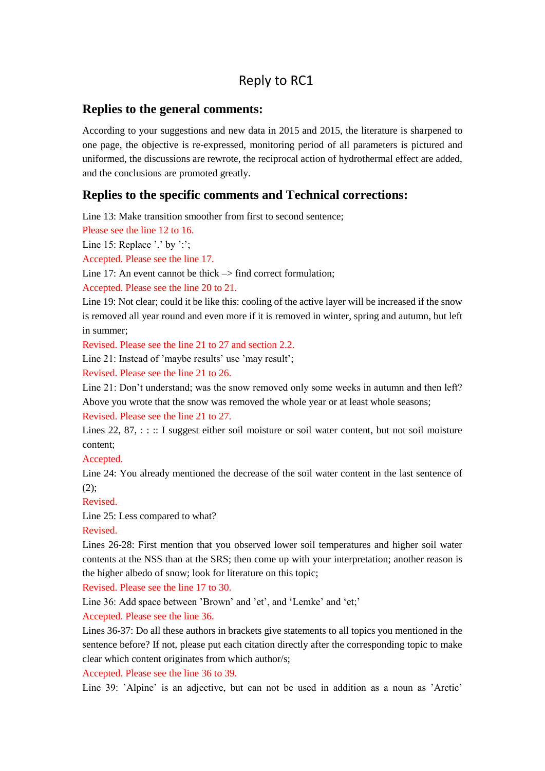# Reply to RC1

## Replies to the general comments:

According to your suggestions and new data in 2015 and 2015, the literature is sharpened to one page, the objective is re-expressed, monitoring period of all parameters is pictured and uniformed, the discussions are rewrote, the reciprocal action of hydrothermal effect are added, and the conclusions are promoted greatly.

## Replies to the specific comments and Technical corrections:

Line 13: Make transition smoother from first to second sentence;

Please see the line 12 to 16.

Line 15: Replace '.' by ':';

Accepted. Please see the line 17.

Line 17: An event cannot be thick –> find correct formulation;

Accepted. Please see the line 20 to 21.

Line 19: Not clear; could it be like this: cooling of the active layer will be increased if the snow is removed all year round and even more if it is removed in winter, spring and autumn, but left in summer;

Revised. Please see the line 21 to 27 and section 2.2.

Line 21: Instead of 'maybe results' use 'may result';

Revised. Please see the line 21 to 26.

Line 21: Don't understand; was the snow removed only some weeks in autumn and then left? Above you wrote that the snow was removed the whole year or at least whole seasons;

Revised. Please see the line 21 to 27.

Lines 22, 87, : : :: I suggest either soil moisture or soil water content, but not soil moisture content;

Accepted.

Line 24: You already mentioned the decrease of the soil water content in the last sentence of (2);

Revised.

Line 25: Less compared to what?

Revised.

Lines 26-28: First mention that you observed lower soil temperatures and higher soil water contents at the NSS than at the SRS; then come up with your interpretation; another reason is the higher albedo of snow; look for literature on this topic;

Revised. Please see the line 17 to 30.

Line 36: Add space between 'Brown' and 'et', and 'Lemke' and 'et;'

Accepted. Please see the line 36.

Lines 36-37: Do all these authors in brackets give statements to all topics you mentioned in the sentence before? If not, please put each citation directly after the corresponding topic to make clear which content originates from which author/s;

Accepted. Please see the line 36 to 39.

Line 39: 'Alpine' is an adjective, but can not be used in addition as a noun as 'Arctic'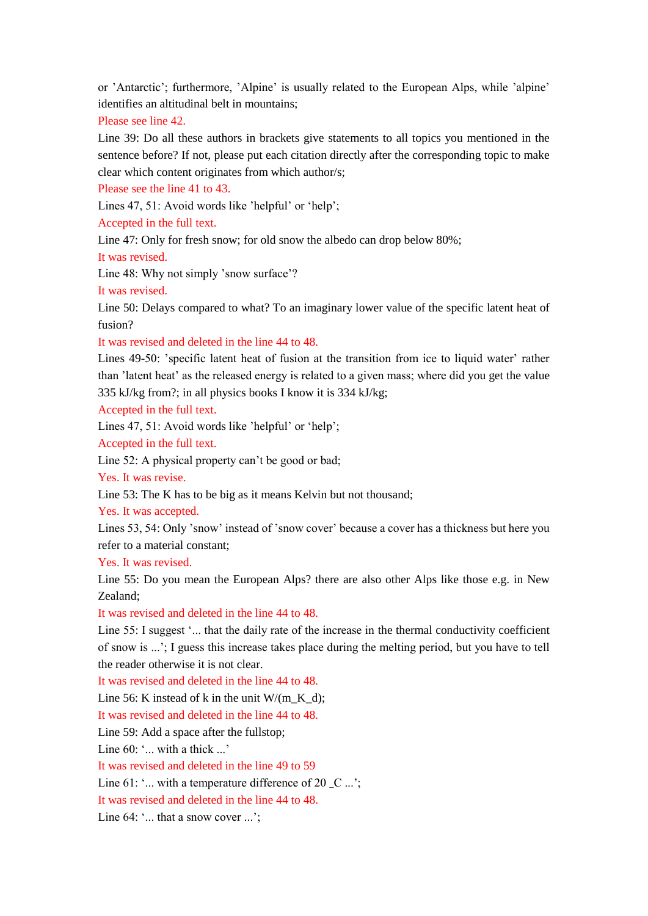or ’Antarctic’; furthermore, ’Alpine’ is usually related to the European Alps, while ’alpine’ identifies an altitudinal belt in mountains;

Please see line 42.

Line 39: Do all these authors in brackets give statements to all topics you mentioned in the sentence before? If not, please put each citation directly after the corresponding topic to make clear which content originates from which author/s;

Please see the line 41 to 43.

Lines 47, 51: Avoid words like ’helpful’ or ‘help’;

Accepted in the full text.

Line 47: Only for fresh snow; for old snow the albedo can drop below 80%;

It was revised.

Line 48: Why not simply ’snow surface’?

It was revised.

Line 50: Delays compared to what? To an imaginary lower value of the specific latent heat of fusion?

It was revised and deleted in the line 44 to 48.

Lines 49-50: ’specific latent heat of fusion at the transition from ice to liquid water’ rather than ’latent heat’ as the released energy is related to a given mass; where did you get the value 335 kJ/kg from?; in all physics books I know it is 334 kJ/kg;

Accepted in the full text.

Lines 47, 51: Avoid words like ’helpful’ or ‘help’;

Accepted in the full text.

Line 52: A physical property can’t be good or bad;

Yes. It was revise.

Line 53: The K has to be big as it means Kelvin but not thousand;

Yes. It was accepted.

Lines 53, 54: Only ’snow’ instead of ’snow cover’ because a cover has a thickness but here you refer to a material constant;

Yes. It was revised.

Line 55: Do you mean the European Alps? there are also other Alps like those e.g. in New Zealand;

It was revised and deleted in the line 44 to 48.

Line 55: I suggest ‘... that the daily rate of the increase in the thermal conductivity coefficient of snow is ...’; I guess this increase takes place during the melting period, but you have to tell the reader otherwise it is not clear.

It was revised and deleted in the line 44 to 48.

Line 56: K instead of k in the unit W/(m_K_d);

It was revised and deleted in the line 44 to 48.

Line 59: Add a space after the fullstop;

Line 60: ‘... with a thick ...’

It was revised and deleted in the line 49 to 59

Line 61: ‘... with a temperature difference of 20 _C ...’;

It was revised and deleted in the line 44 to 48.

Line 64: ‘... that a snow cover ...’;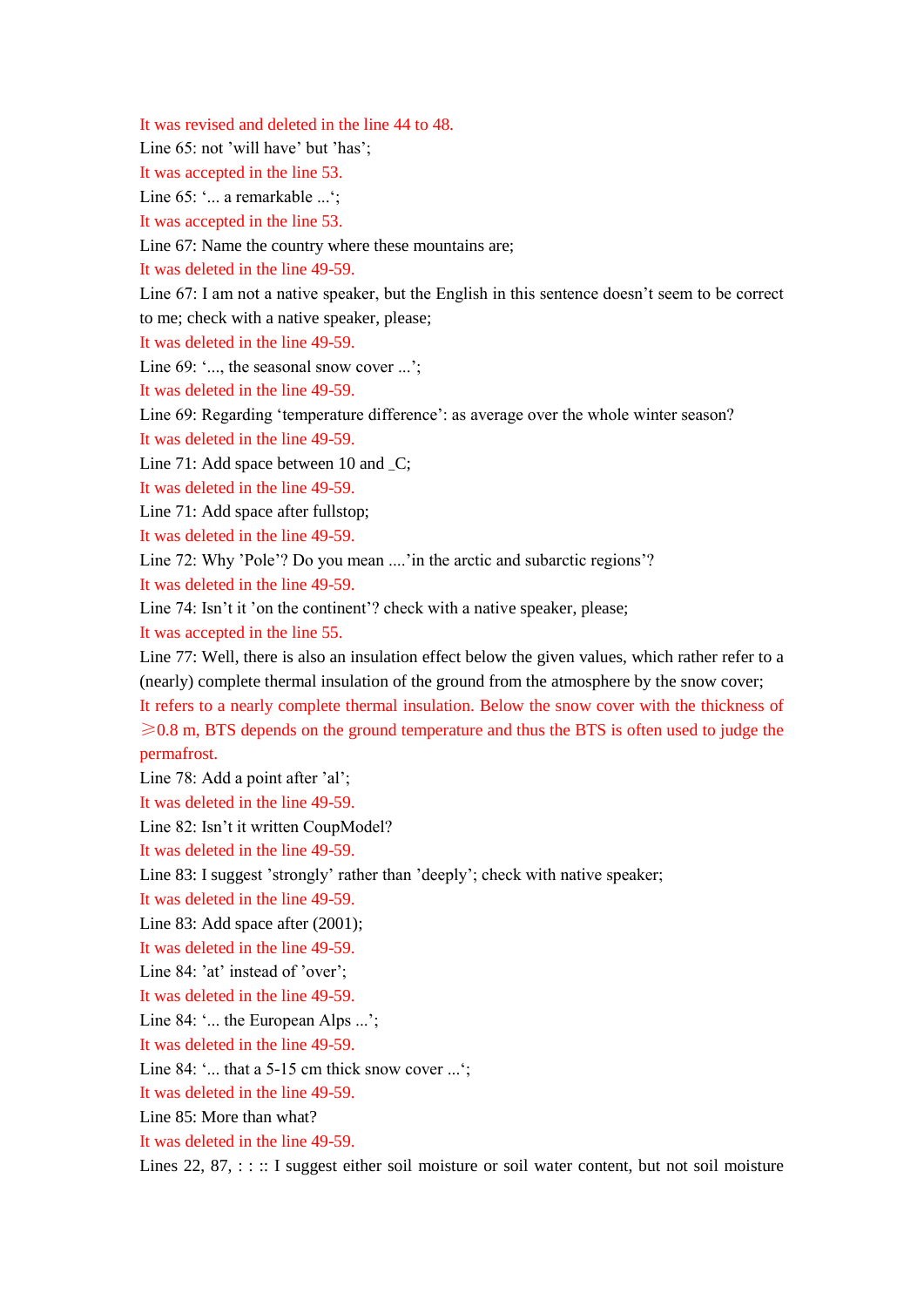It was revised and deleted in the line 44 to 48.

Line 65: not ’will have’ but ’has’;

It was accepted in the line 53.

Line 65: ‘... a remarkable ...‘;

It was accepted in the line 53.

Line 67: Name the country where these mountains are;

It was deleted in the line 49-59.

Line 67: I am not a native speaker, but the English in this sentence doesn’t seem to be correct to me; check with a native speaker, please;

It was deleted in the line 49-59.

Line 69: ‘..., the seasonal snow cover ...’;

It was deleted in the line 49-59.

Line 69: Regarding ‘temperature difference’: as average over the whole winter season?

It was deleted in the line 49-59.

Line 71: Add space between 10 and _C;

It was deleted in the line 49-59.

Line 71: Add space after fullstop;

It was deleted in the line 49-59.

Line 72: Why ’Pole’? Do you mean ....’in the arctic and subarctic regions’?

It was deleted in the line 49-59.

Line 74: Isn’t it ’on the continent’? check with a native speaker, please;

It was accepted in the line 55.

Line 77: Well, there is also an insulation effect below the given values, which rather refer to a (nearly) complete thermal insulation of the ground from the atmosphere by the snow cover;

It refers to a nearly complete thermal insulation. Below the snow cover with the thickness of ⩾0.8 m, BTS depends on the ground temperature and thus the BTS is often used to judge the permafrost.

Line 78: Add a point after ’al’;

It was deleted in the line 49-59.

Line 82: Isn’t it written CoupModel?

It was deleted in the line 49-59.

Line 83: I suggest ’strongly’ rather than ’deeply’; check with native speaker;

It was deleted in the line 49-59.

Line 83: Add space after (2001);

It was deleted in the line 49-59.

Line 84: ’at’ instead of ’over’;

It was deleted in the line 49-59.

Line 84: ‘... the European Alps ...’;

It was deleted in the line 49-59.

Line 84: ‘... that a 5-15 cm thick snow cover ...‘;

It was deleted in the line 49-59.

Line 85: More than what?

It was deleted in the line 49-59.

Lines 22, 87, : : :: I suggest either soil moisture or soil water content, but not soil moisture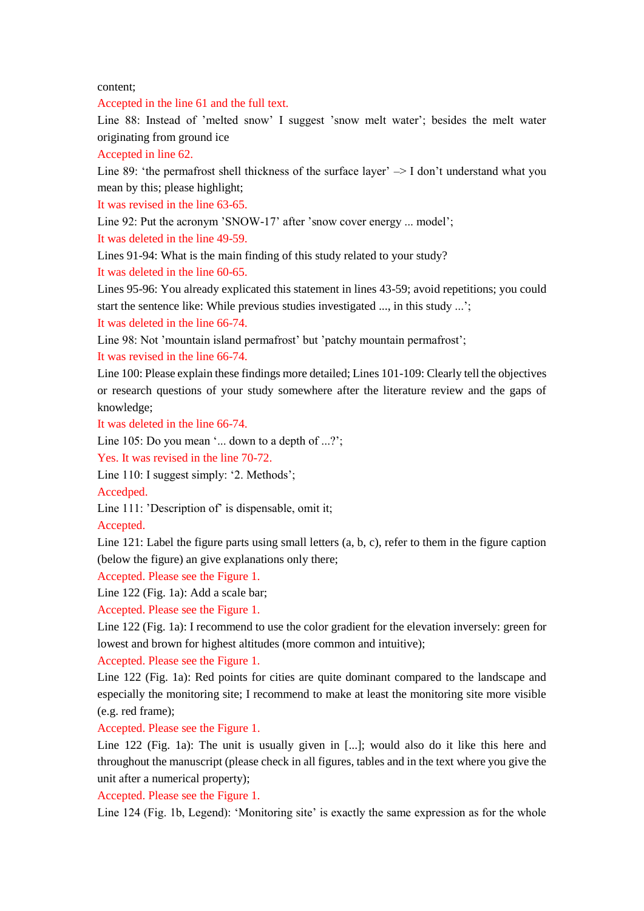content;

Accepted in the line 61 and the full text.

Line 88: Instead of ’melted snow’ I suggest ’snow melt water’; besides the melt water originating from ground ice

Accepted in line 62.

Line 89: ‘the permafrost shell thickness of the surface layer’ –> I don’t understand what you mean by this; please highlight;

It was revised in the line 63-65.

Line 92: Put the acronym ’SNOW-17’ after ’snow cover energy ... model’;

It was deleted in the line 49-59.

Lines 91-94: What is the main finding of this study related to your study?

It was deleted in the line 60-65.

Lines 95-96: You already explicated this statement in lines 43-59; avoid repetitions; you could start the sentence like: While previous studies investigated ..., in this study ...’;

It was deleted in the line 66-74.

Line 98: Not ’mountain island permafrost’ but ’patchy mountain permafrost’;

It was revised in the line 66-74.

Line 100: Please explain these findings more detailed; Lines 101-109: Clearly tell the objectives or research questions of your study somewhere after the literature review and the gaps of knowledge;

It was deleted in the line 66-74.

Line 105: Do you mean ‘... down to a depth of ...?’;

Yes. It was revised in the line 70-72.

Line 110: I suggest simply: ‘2. Methods’;

Accedped.

Line 111: ’Description of’ is dispensable, omit it;

Accepted.

Line 121: Label the figure parts using small letters (a, b, c), refer to them in the figure caption (below the figure) an give explanations only there;

Accepted. Please see the Figure 1.

Line 122 (Fig. 1a): Add a scale bar;

Accepted. Please see the Figure 1.

Line 122 (Fig. 1a): I recommend to use the color gradient for the elevation inversely: green for lowest and brown for highest altitudes (more common and intuitive);

Accepted. Please see the Figure 1.

Line 122 (Fig. 1a): Red points for cities are quite dominant compared to the landscape and especially the monitoring site; I recommend to make at least the monitoring site more visible (e.g. red frame);

Accepted. Please see the Figure 1.

Line 122 (Fig. 1a): The unit is usually given in [...]; would also do it like this here and throughout the manuscript (please check in all figures, tables and in the text where you give the unit after a numerical property);

Accepted. Please see the Figure 1.

Line 124 (Fig. 1b, Legend): ‘Monitoring site’ is exactly the same expression as for the whole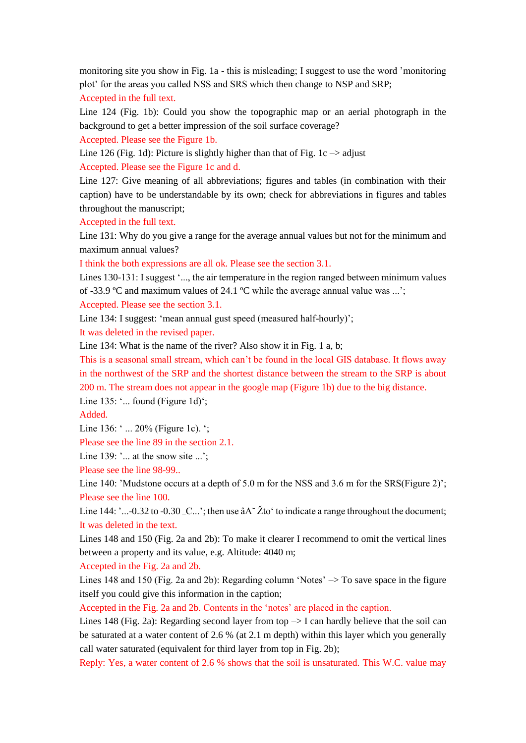monitoring site you show in Fig. 1a - this is misleading; I suggest to use the word 'monitoring plot' for the areas you called NSS and SRS which then change to NSP and SRP;

Accepted in the full text.

Line 124 (Fig. 1b): Could you show the topographic map or an aerial photograph in the background to get a better impression of the soil surface coverage?

Accepted. Please see the Figure 1b.

Line 126 (Fig. 1d): Picture is slightly higher than that of Fig. 1c –> adjust

Accepted. Please see the Figure 1c and d.

Line 127: Give meaning of all abbreviations; figures and tables (in combination with their caption) have to be understandable by its own; check for abbreviations in figures and tables throughout the manuscript;

Accepted in the full text.

Line 131: Why do you give a range for the average annual values but not for the minimum and maximum annual values?

I think the both expressions are all ok. Please see the section 3.1.

Lines 130-131: I suggest '..., the air temperature in the region ranged between minimum values of -33.9 ºC and maximum values of 24.1 ºC while the average annual value was ...';

Accepted. Please see the section 3.1.

Line 134: I suggest: 'mean annual gust speed (measured half-hourly)';

It was deleted in the revised paper.

Line 134: What is the name of the river? Also show it in Fig. 1 a, b;

This is a seasonal small stream, which can't be found in the local GIS database. It flows away in the northwest of the SRP and the shortest distance between the stream to the SRP is about 200 m. The stream does not appear in the google map (Figure 1b) due to the big distance.

Line 135: '... found (Figure 1d)';

Added.

Line 136: ' ... 20% (Figure 1c). ';

Please see the line 89 in the section 2.1.

Line 139: '... at the snow site ...';

Please see the line 98-99..

Line 140: 'Mudstone occurs at a depth of 5.0 m for the NSS and 3.6 m for the SRS(Figure 2)';

Please see the line 100.

Line 144: '...-0.32 to -0.30 _C...'; then use âA˘ Žto' to indicate a range throughout the document;

It was deleted in the text.

Lines 148 and 150 (Fig. 2a and 2b): To make it clearer I recommend to omit the vertical lines between a property and its value, e.g. Altitude: 4040 m;

Accepted in the Fig. 2a and 2b.

Lines 148 and 150 (Fig. 2a and 2b): Regarding column 'Notes' –> To save space in the figure itself you could give this information in the caption;

Accepted in the Fig. 2a and 2b. Contents in the 'notes' are placed in the caption.

Lines 148 (Fig. 2a): Regarding second layer from top –> I can hardly believe that the soil can be saturated at a water content of 2.6 % (at 2.1 m depth) within this layer which you generally call water saturated (equivalent for third layer from top in Fig. 2b);

Reply: Yes, a water content of 2.6 % shows that the soil is unsaturated. This W.C. value may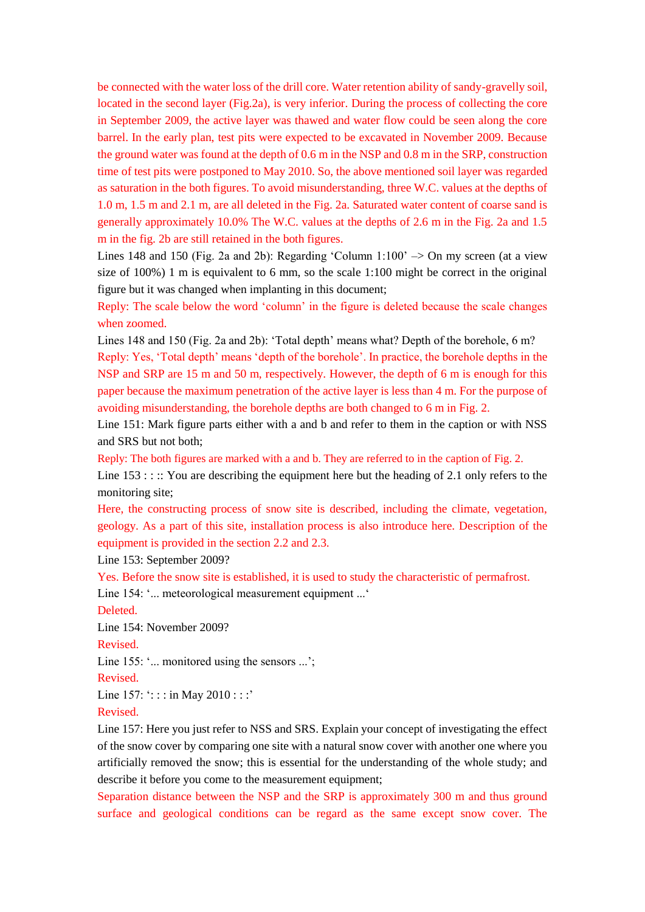be connected with the water loss of the drill core. Water retention ability of sandy-gravelly soil, located in the second layer (Fig.2a), is very inferior. During the process of collecting the core in September 2009, the active layer was thawed and water flow could be seen along the core barrel. In the early plan, test pits were expected to be excavated in November 2009. Because the ground water was found at the depth of 0.6 m in the NSP and 0.8 m in the SRP, construction time of test pits were postponed to May 2010. So, the above mentioned soil layer was regarded as saturation in the both figures. To avoid misunderstanding, three W.C. values at the depths of 1.0 m, 1.5 m and 2.1 m, are all deleted in the Fig. 2a. Saturated water content of coarse sand is generally approximately 10.0% The W.C. values at the depths of 2.6 m in the Fig. 2a and 1.5 m in the fig. 2b are still retained in the both figures.

Lines 148 and 150 (Fig. 2a and 2b): Regarding 'Column 1:100' –> On my screen (at a view size of 100%) 1 m is equivalent to 6 mm, so the scale 1:100 might be correct in the original figure but it was changed when implanting in this document;

Reply: The scale below the word 'column' in the figure is deleted because the scale changes when zoomed.

Lines 148 and 150 (Fig. 2a and 2b): 'Total depth' means what? Depth of the borehole, 6 m?

Reply: Yes, 'Total depth' means 'depth of the borehole'. In practice, the borehole depths in the NSP and SRP are 15 m and 50 m, respectively. However, the depth of 6 m is enough for this paper because the maximum penetration of the active layer is less than 4 m. For the purpose of avoiding misunderstanding, the borehole depths are both changed to 6 m in Fig. 2.

Line 151: Mark figure parts either with a and b and refer to them in the caption or with NSS and SRS but not both;

Reply: The both figures are marked with a and b. They are referred to in the caption of Fig. 2.

Line 153 : : :: You are describing the equipment here but the heading of 2.1 only refers to the monitoring site;

Here, the constructing process of snow site is described, including the climate, vegetation, geology. As a part of this site, installation process is also introduce here. Description of the equipment is provided in the section 2.2 and 2.3.

Line 153: September 2009?

Yes. Before the snow site is established, it is used to study the characteristic of permafrost.

Line 154: '... meteorological measurement equipment ...'

Deleted.

Line 154: November 2009?

Revised.

Line 155: '... monitored using the sensors ...';

Revised.

Line 157: ': : : in May 2010 : : :'

Revised.

Line 157: Here you just refer to NSS and SRS. Explain your concept of investigating the effect of the snow cover by comparing one site with a natural snow cover with another one where you artificially removed the snow; this is essential for the understanding of the whole study; and describe it before you come to the measurement equipment;

Separation distance between the NSP and the SRP is approximately 300 m and thus ground surface and geological conditions can be regard as the same except snow cover. The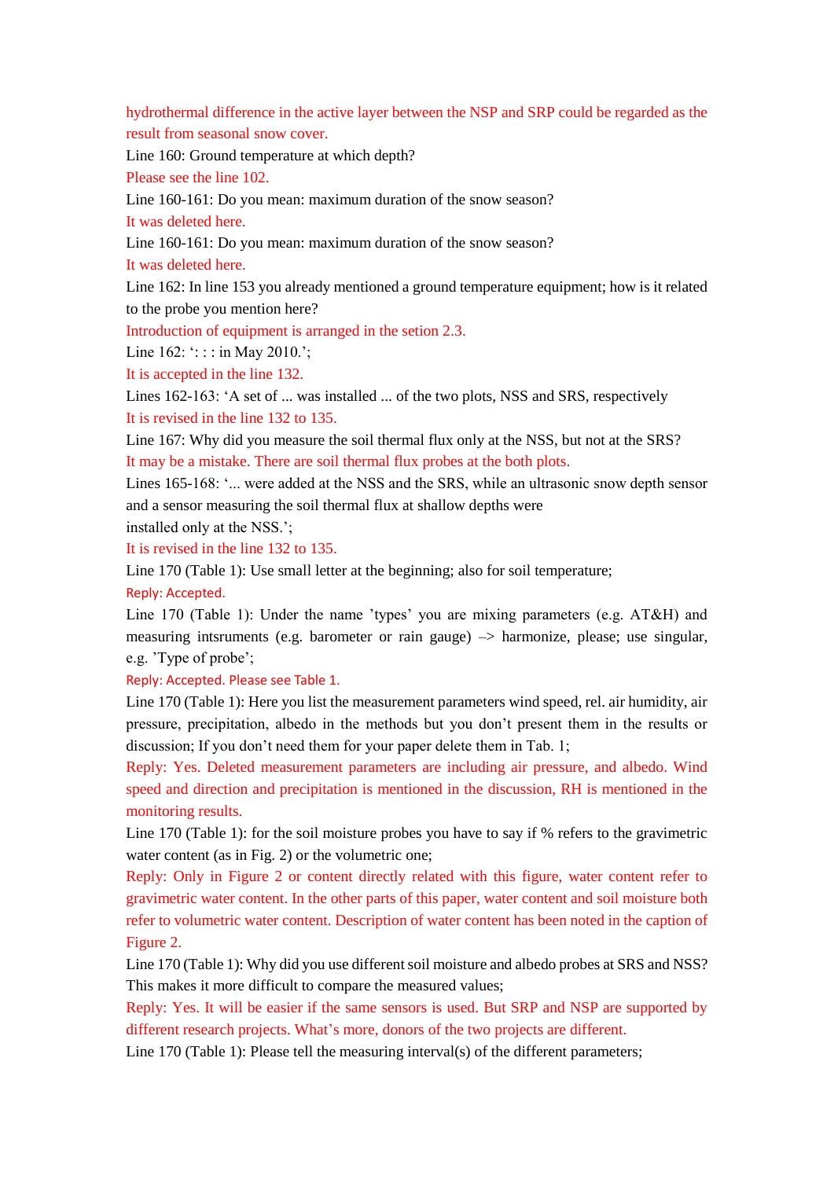hydrothermal difference in the active layer between the NSP and SRP could be regarded as the result from seasonal snow cover.

Line 160: Ground temperature at which depth?

Please see the line 102.

Line 160-161: Do you mean: maximum duration of the snow season?

It was deleted here.

Line 160-161: Do you mean: maximum duration of the snow season?

It was deleted here.

Line 162: In line 153 you already mentioned a ground temperature equipment; how is it related to the probe you mention here?

Introduction of equipment is arranged in the setion 2.3.

Line 162: ': : : in May 2010.';

It is accepted in the line 132.

Lines 162-163: 'A set of ... was installed ... of the two plots, NSS and SRS, respectively

It is revised in the line 132 to 135.

Line 167: Why did you measure the soil thermal flux only at the NSS, but not at the SRS?

It may be a mistake. There are soil thermal flux probes at the both plots.

Lines 165-168: '... were added at the NSS and the SRS, while an ultrasonic snow depth sensor and a sensor measuring the soil thermal flux at shallow depths were installed only at the NSS.';

It is revised in the line 132 to 135.

Line 170 (Table 1): Use small letter at the beginning; also for soil temperature;

Reply: Accepted.

Line 170 (Table 1): Under the name 'types' you are mixing parameters (e.g. AT&H) and measuring intsruments (e.g. barometer or rain gauge) –> harmonize, please; use singular, e.g. 'Type of probe';

Reply: Accepted. Please see Table 1.

Line 170 (Table 1): Here you list the measurement parameters wind speed, rel. air humidity, air pressure, precipitation, albedo in the methods but you don't present them in the results or discussion; If you don't need them for your paper delete them in Tab. 1;

Reply: Yes. Deleted measurement parameters are including air pressure, and albedo. Wind speed and direction and precipitation is mentioned in the discussion, RH is mentioned in the monitoring results.

Line 170 (Table 1): for the soil moisture probes you have to say if % refers to the gravimetric water content (as in Fig. 2) or the volumetric one;

Reply: Only in Figure 2 or content directly related with this figure, water content refer to gravimetric water content. In the other parts of this paper, water content and soil moisture both refer to volumetric water content. Description of water content has been noted in the caption of Figure 2.

Line 170 (Table 1): Why did you use different soil moisture and albedo probes at SRS and NSS? This makes it more difficult to compare the measured values;

Reply: Yes. It will be easier if the same sensors is used. But SRP and NSP are supported by different research projects. What's more, donors of the two projects are different.

Line 170 (Table 1): Please tell the measuring interval(s) of the different parameters;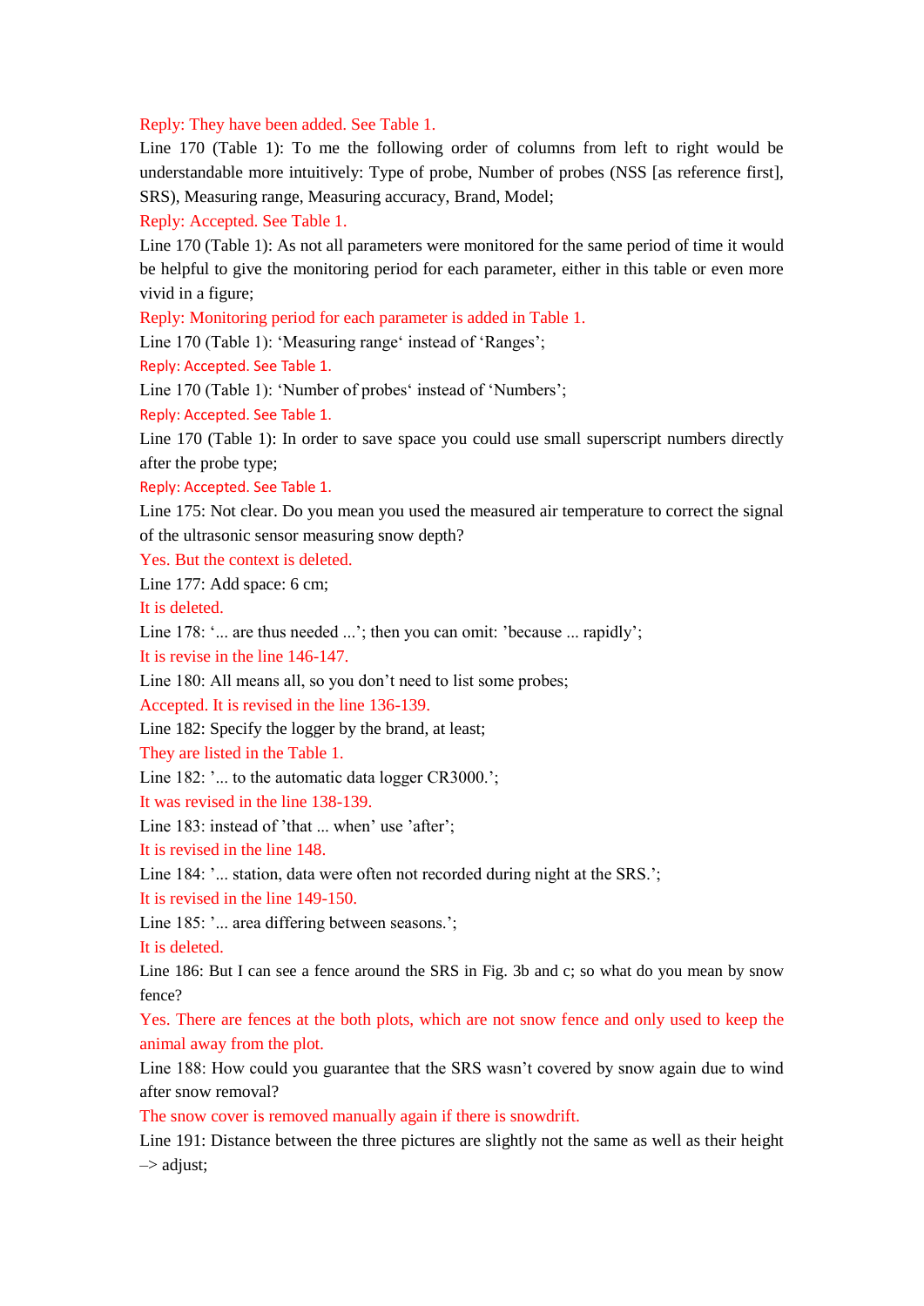Reply: They have been added. See Table 1.

Line 170 (Table 1): To me the following order of columns from left to right would be understandable more intuitively: Type of probe, Number of probes (NSS [as reference first], SRS), Measuring range, Measuring accuracy, Brand, Model;

Reply: Accepted. See Table 1.

Line 170 (Table 1): As not all parameters were monitored for the same period of time it would be helpful to give the monitoring period for each parameter, either in this table or even more vivid in a figure;

Reply: Monitoring period for each parameter is added in Table 1.

Line 170 (Table 1): 'Measuring range' instead of 'Ranges';

Reply: Accepted. See Table 1.

Line 170 (Table 1): 'Number of probes' instead of 'Numbers';

Reply: Accepted. See Table 1.

Line 170 (Table 1): In order to save space you could use small superscript numbers directly after the probe type;

Reply: Accepted. See Table 1.

Line 175: Not clear. Do you mean you used the measured air temperature to correct the signal of the ultrasonic sensor measuring snow depth?

Yes. But the context is deleted.

Line 177: Add space: 6 cm;

It is deleted.

Line 178: '... are thus needed ...'; then you can omit: 'because ... rapidly';

It is revise in the line 146-147.

Line 180: All means all, so you don't need to list some probes;

Accepted. It is revised in the line 136-139.

Line 182: Specify the logger by the brand, at least;

They are listed in the Table 1.

Line 182: '... to the automatic data logger CR3000.';

It was revised in the line 138-139.

Line 183: instead of 'that ... when' use 'after';

It is revised in the line 148.

Line 184: '... station, data were often not recorded during night at the SRS.';

It is revised in the line 149-150.

Line 185: '... area differing between seasons.';

It is deleted.

Line 186: But I can see a fence around the SRS in Fig. 3b and c; so what do you mean by snow fence?

Yes. There are fences at the both plots, which are not snow fence and only used to keep the animal away from the plot.

Line 188: How could you guarantee that the SRS wasn't covered by snow again due to wind after snow removal?

The snow cover is removed manually again if there is snowdrift.

Line 191: Distance between the three pictures are slightly not the same as well as their height –> adjust;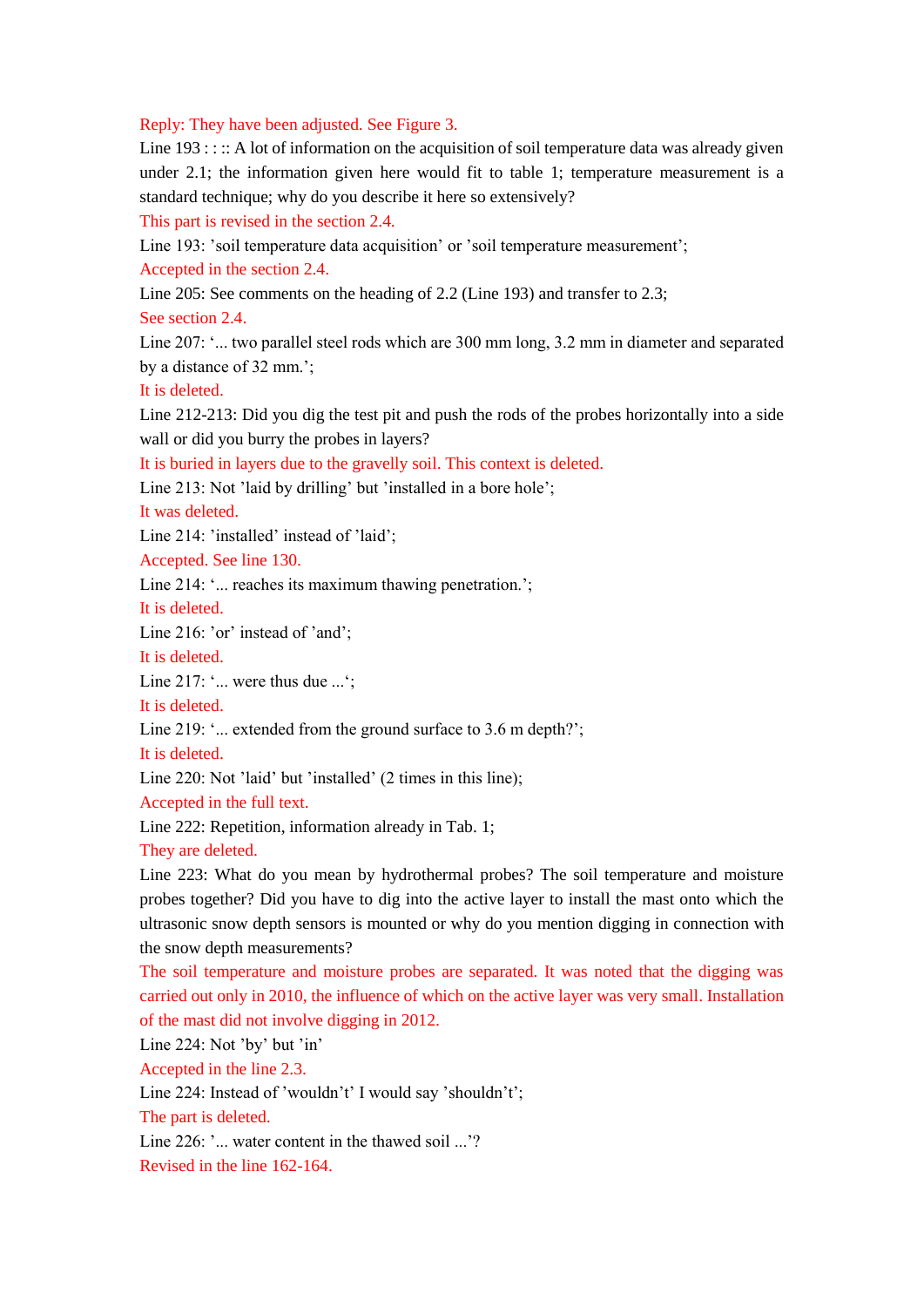Reply: They have been adjusted. See Figure 3.

Line 193 : : :: A lot of information on the acquisition of soil temperature data was already given under 2.1; the information given here would fit to table 1; temperature measurement is a standard technique; why do you describe it here so extensively?

This part is revised in the section 2.4.

Line 193: 'soil temperature data acquisition' or 'soil temperature measurement';

Accepted in the section 2.4.

Line 205: See comments on the heading of 2.2 (Line 193) and transfer to 2.3;

See section 2.4.

Line 207: '... two parallel steel rods which are 300 mm long, 3.2 mm in diameter and separated by a distance of 32 mm.';

It is deleted.

Line 212-213: Did you dig the test pit and push the rods of the probes horizontally into a side wall or did you burry the probes in layers?

It is buried in layers due to the gravelly soil. This context is deleted.

Line 213: Not 'laid by drilling' but 'installed in a bore hole';

It was deleted.

Line 214: 'installed' instead of 'laid';

Accepted. See line 130.

Line 214: '... reaches its maximum thawing penetration.';

It is deleted.

Line 216: 'or' instead of 'and';

It is deleted.

Line 217: '... were thus due ...';

It is deleted.

Line 219: '... extended from the ground surface to 3.6 m depth?';

It is deleted.

Line 220: Not 'laid' but 'installed' (2 times in this line);

Accepted in the full text.

Line 222: Repetition, information already in Tab. 1;

They are deleted.

Line 223: What do you mean by hydrothermal probes? The soil temperature and moisture probes together? Did you have to dig into the active layer to install the mast onto which the ultrasonic snow depth sensors is mounted or why do you mention digging in connection with the snow depth measurements?

The soil temperature and moisture probes are separated. It was noted that the digging was carried out only in 2010, the influence of which on the active layer was very small. Installation of the mast did not involve digging in 2012.

Line 224: Not 'by' but 'in'

Accepted in the line 2.3.

Line 224: Instead of 'wouldn't' I would say 'shouldn't';

The part is deleted.

Line 226: '... water content in the thawed soil ...'?

Revised in the line 162-164.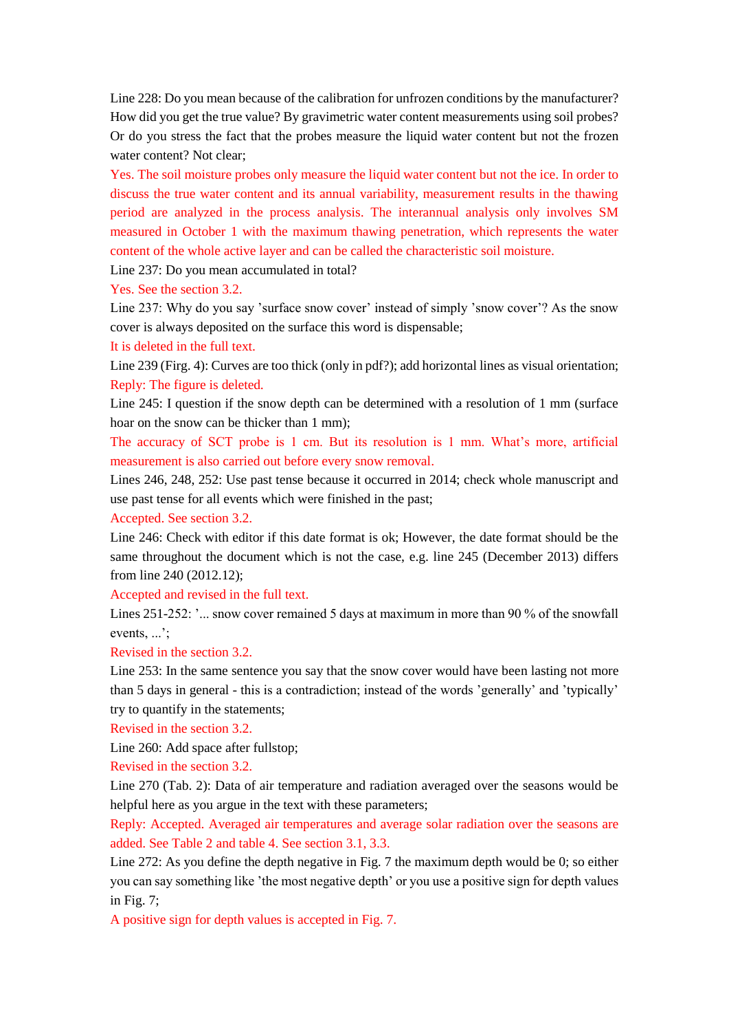Line 228: Do you mean because of the calibration for unfrozen conditions by the manufacturer? How did you get the true value? By gravimetric water content measurements using soil probes? Or do you stress the fact that the probes measure the liquid water content but not the frozen water content? Not clear;

Yes. The soil moisture probes only measure the liquid water content but not the ice. In order to discuss the true water content and its annual variability, measurement results in the thawing period are analyzed in the process analysis. The interannual analysis only involves SM measured in October 1 with the maximum thawing penetration, which represents the water content of the whole active layer and can be called the characteristic soil moisture.

Line 237: Do you mean accumulated in total?

Yes. See the section 3.2.

Line 237: Why do you say 'surface snow cover' instead of simply 'snow cover'? As the snow cover is always deposited on the surface this word is dispensable;

It is deleted in the full text.

Line 239 (Firg. 4): Curves are too thick (only in pdf?); add horizontal lines as visual orientation;

Reply: The figure is deleted.

Line 245: I question if the snow depth can be determined with a resolution of 1 mm (surface hoar on the snow can be thicker than 1 mm);

The accuracy of SCT probe is 1 cm. But its resolution is 1 mm. What's more, artificial measurement is also carried out before every snow removal.

Lines 246, 248, 252: Use past tense because it occurred in 2014; check whole manuscript and use past tense for all events which were finished in the past;

Accepted. See section 3.2.

Line 246: Check with editor if this date format is ok; However, the date format should be the same throughout the document which is not the case, e.g. line 245 (December 2013) differs from line 240 (2012.12);

Accepted and revised in the full text.

Lines 251-252: '... snow cover remained 5 days at maximum in more than 90 % of the snowfall events, ...';

Revised in the section 3.2.

Line 253: In the same sentence you say that the snow cover would have been lasting not more than 5 days in general - this is a contradiction; instead of the words 'generally' and 'typically' try to quantify in the statements;

Revised in the section 3.2.

Line 260: Add space after fullstop;

Revised in the section 3.2.

Line 270 (Tab. 2): Data of air temperature and radiation averaged over the seasons would be helpful here as you argue in the text with these parameters;

Reply: Accepted. Averaged air temperatures and average solar radiation over the seasons are added. See Table 2 and table 4. See section 3.1, 3.3.

Line 272: As you define the depth negative in Fig. 7 the maximum depth would be 0; so either you can say something like 'the most negative depth' or you use a positive sign for depth values in Fig. 7;

A positive sign for depth values is accepted in Fig. 7.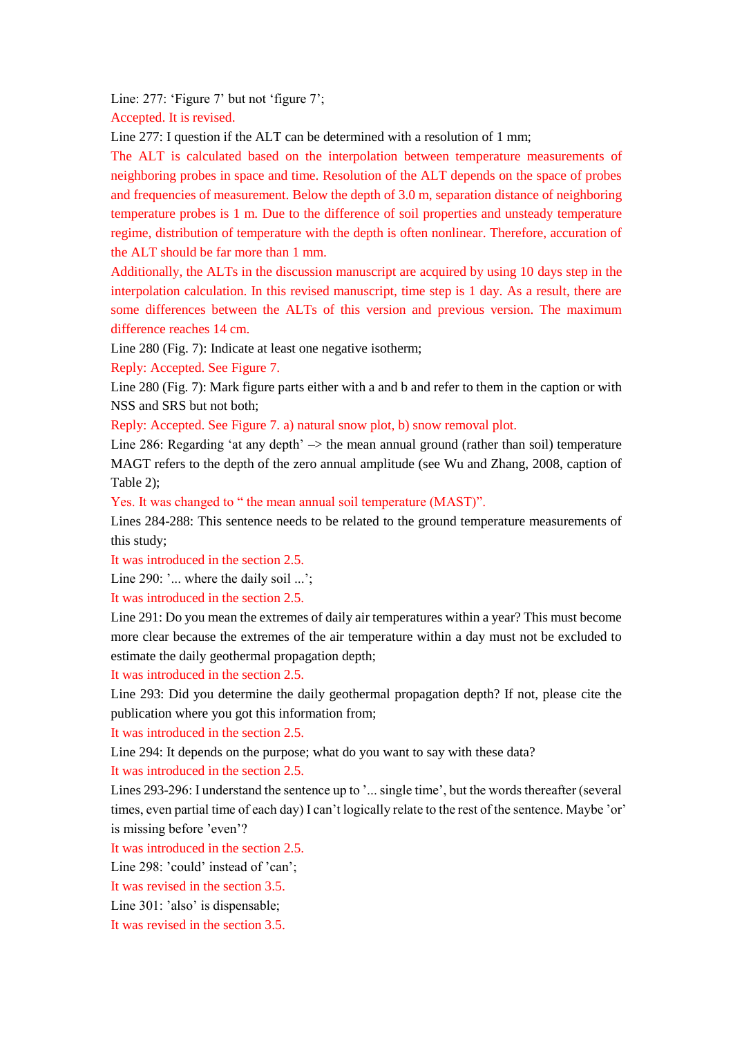Line: 277: ‘Figure 7’ but not ‘figure 7’;

Accepted. It is revised.

Line 277: I question if the ALT can be determined with a resolution of 1 mm;

The ALT is calculated based on the interpolation between temperature measurements of neighboring probes in space and time. Resolution of the ALT depends on the space of probes and frequencies of measurement. Below the depth of 3.0 m, separation distance of neighboring temperature probes is 1 m. Due to the difference of soil properties and unsteady temperature regime, distribution of temperature with the depth is often nonlinear. Therefore, accuration of the ALT should be far more than 1 mm.

Additionally, the ALTs in the discussion manuscript are acquired by using 10 days step in the interpolation calculation. In this revised manuscript, time step is 1 day. As a result, there are some differences between the ALTs of this version and previous version. The maximum difference reaches 14 cm.

Line 280 (Fig. 7): Indicate at least one negative isotherm;

Reply: Accepted. See Figure 7.

Line 280 (Fig. 7): Mark figure parts either with a and b and refer to them in the caption or with NSS and SRS but not both;

Reply: Accepted. See Figure 7. a) natural snow plot, b) snow removal plot.

Line 286: Regarding ‘at any depth’ –> the mean annual ground (rather than soil) temperature MAGT refers to the depth of the zero annual amplitude (see Wu and Zhang, 2008, caption of Table 2);

Yes. It was changed to “ the mean annual soil temperature (MAST)”.

Lines 284-288: This sentence needs to be related to the ground temperature measurements of this study;

It was introduced in the section 2.5.

Line 290: ’... where the daily soil ...’;

It was introduced in the section 2.5.

Line 291: Do you mean the extremes of daily air temperatures within a year? This must become more clear because the extremes of the air temperature within a day must not be excluded to estimate the daily geothermal propagation depth;

It was introduced in the section 2.5.

Line 293: Did you determine the daily geothermal propagation depth? If not, please cite the publication where you got this information from;

It was introduced in the section 2.5.

Line 294: It depends on the purpose; what do you want to say with these data?

It was introduced in the section 2.5.

Lines 293-296: I understand the sentence up to ’... single time’, but the words thereafter (several times, even partial time of each day) I can’t logically relate to the rest of the sentence. Maybe ’or’ is missing before ’even’?

It was introduced in the section 2.5.

Line 298: ’could’ instead of ’can’;

It was revised in the section 3.5.

Line 301: ’also’ is dispensable;

It was revised in the section 3.5.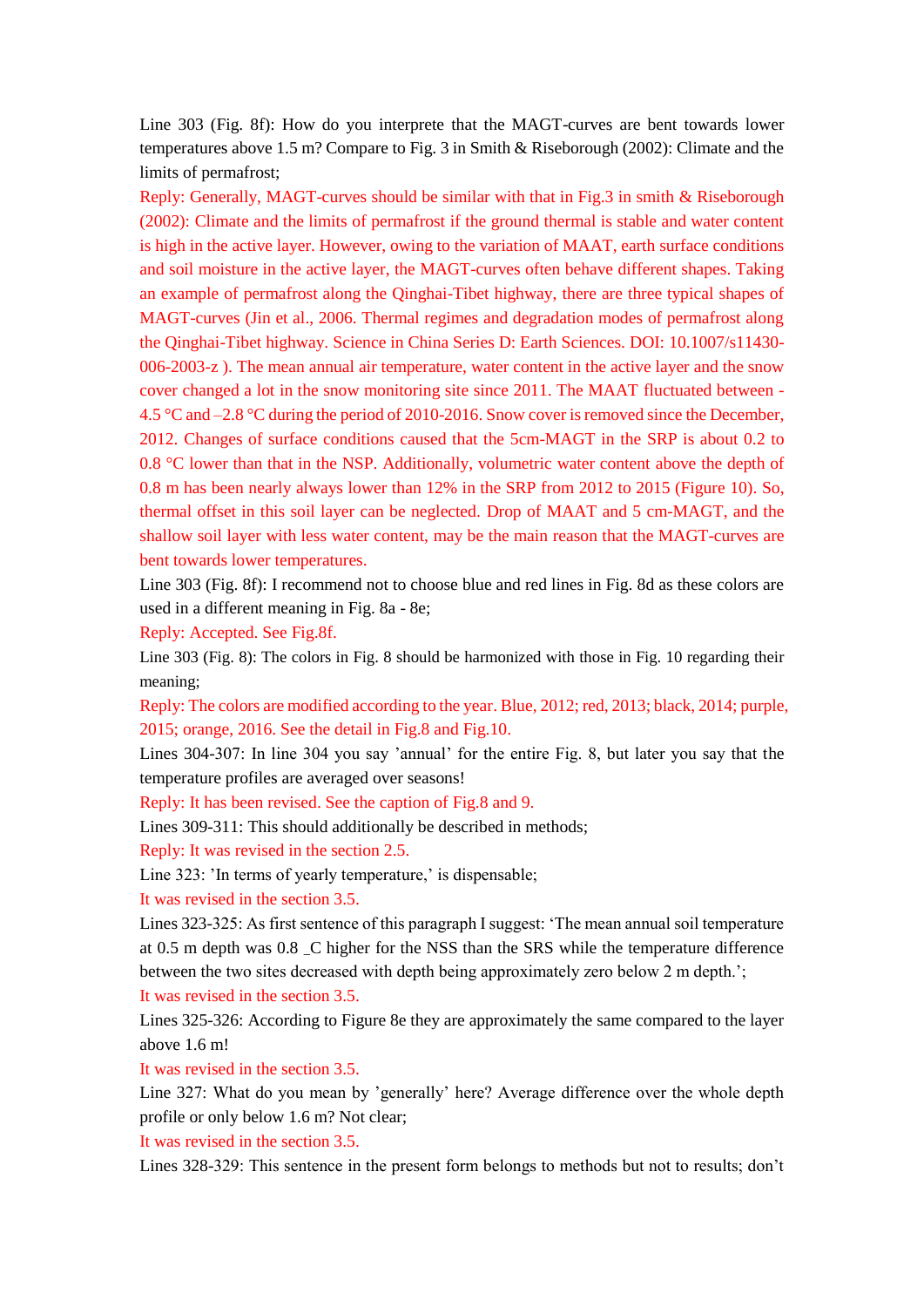Line 303 (Fig. 8f): How do you interprete that the MAGT-curves are bent towards lower temperatures above 1.5 m? Compare to Fig. 3 in Smith & Riseborough (2002): Climate and the limits of permafrost;

Reply: Generally, MAGT-curves should be similar with that in Fig.3 in smith & Riseborough (2002): Climate and the limits of permafrost if the ground thermal is stable and water content is high in the active layer. However, owing to the variation of MAAT, earth surface conditions and soil moisture in the active layer, the MAGT-curves often behave different shapes. Taking an example of permafrost along the Qinghai-Tibet highway, there are three typical shapes of MAGT-curves (Jin et al., 2006. Thermal regimes and degradation modes of permafrost along the Qinghai-Tibet highway. Science in China Series D: Earth Sciences. DOI: 10.1007/s11430-006-2003-z ). The mean annual air temperature, water content in the active layer and the snow cover changed a lot in the snow monitoring site since 2011. The MAAT fluctuated between -4.5 °C and –2.8 °C during the period of 2010-2016. Snow cover is removed since the December, 2012. Changes of surface conditions caused that the 5cm-MAGT in the SRP is about 0.2 to 0.8 °C lower than that in the NSP. Additionally, volumetric water content above the depth of 0.8 m has been nearly always lower than 12% in the SRP from 2012 to 2015 (Figure 10). So, thermal offset in this soil layer can be neglected. Drop of MAAT and 5 cm-MAGT, and the shallow soil layer with less water content, may be the main reason that the MAGT-curves are bent towards lower temperatures.

Line 303 (Fig. 8f): I recommend not to choose blue and red lines in Fig. 8d as these colors are used in a different meaning in Fig. 8a - 8e;

Reply: Accepted. See Fig.8f.

Line 303 (Fig. 8): The colors in Fig. 8 should be harmonized with those in Fig. 10 regarding their meaning;

Reply: The colors are modified according to the year. Blue, 2012; red, 2013; black, 2014; purple, 2015; orange, 2016. See the detail in Fig.8 and Fig.10.

Lines 304-307: In line 304 you say 'annual' for the entire Fig. 8, but later you say that the temperature profiles are averaged over seasons!

Reply: It has been revised. See the caption of Fig.8 and 9.

Lines 309-311: This should additionally be described in methods;

Reply: It was revised in the section 2.5.

Line 323: 'In terms of yearly temperature,' is dispensable;

It was revised in the section 3.5.

Lines 323-325: As first sentence of this paragraph I suggest: 'The mean annual soil temperature at 0.5 m depth was 0.8 _C higher for the NSS than the SRS while the temperature difference between the two sites decreased with depth being approximately zero below 2 m depth.';

It was revised in the section 3.5.

Lines 325-326: According to Figure 8e they are approximately the same compared to the layer above 1.6 m!

It was revised in the section 3.5.

Line 327: What do you mean by 'generally' here? Average difference over the whole depth profile or only below 1.6 m? Not clear;

It was revised in the section 3.5.

Lines 328-329: This sentence in the present form belongs to methods but not to results; don't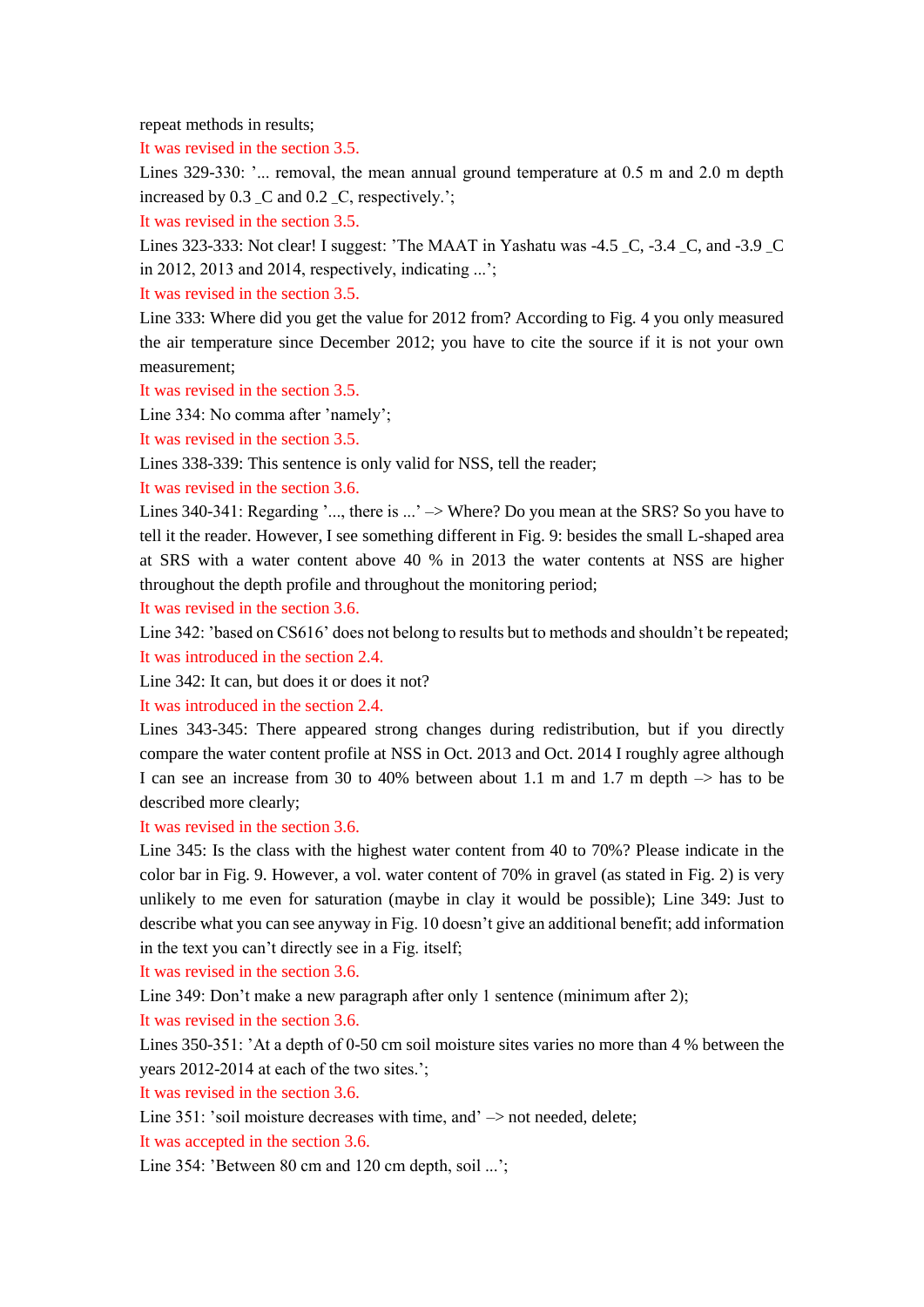repeat methods in results;

It was revised in the section 3.5.

Lines 329-330: '... removal, the mean annual ground temperature at 0.5 m and 2.0 m depth increased by 0.3 _C and 0.2 _C, respectively.';

It was revised in the section 3.5.

Lines 323-333: Not clear! I suggest: 'The MAAT in Yashatu was -4.5 _C, -3.4 _C, and -3.9 _C in 2012, 2013 and 2014, respectively, indicating ...';

It was revised in the section 3.5.

Line 333: Where did you get the value for 2012 from? According to Fig. 4 you only measured the air temperature since December 2012; you have to cite the source if it is not your own measurement;

It was revised in the section 3.5.

Line 334: No comma after 'namely';

It was revised in the section 3.5.

Lines 338-339: This sentence is only valid for NSS, tell the reader;

It was revised in the section 3.6.

Lines 340-341: Regarding '..., there is ...' –> Where? Do you mean at the SRS? So you have to tell it the reader. However, I see something different in Fig. 9: besides the small L-shaped area at SRS with a water content above 40 % in 2013 the water contents at NSS are higher throughout the depth profile and throughout the monitoring period;

It was revised in the section 3.6.

Line 342: 'based on CS616' does not belong to results but to methods and shouldn't be repeated;

It was introduced in the section 2.4.

Line 342: It can, but does it or does it not?

It was introduced in the section 2.4.

Lines 343-345: There appeared strong changes during redistribution, but if you directly compare the water content profile at NSS in Oct. 2013 and Oct. 2014 I roughly agree although I can see an increase from 30 to 40% between about 1.1 m and 1.7 m depth –> has to be described more clearly;

It was revised in the section 3.6.

Line 345: Is the class with the highest water content from 40 to 70%? Please indicate in the color bar in Fig. 9. However, a vol. water content of 70% in gravel (as stated in Fig. 2) is very unlikely to me even for saturation (maybe in clay it would be possible); Line 349: Just to describe what you can see anyway in Fig. 10 doesn't give an additional benefit; add information in the text you can't directly see in a Fig. itself;

It was revised in the section 3.6.

Line 349: Don't make a new paragraph after only 1 sentence (minimum after 2);

It was revised in the section 3.6.

Lines 350-351: 'At a depth of 0-50 cm soil moisture sites varies no more than 4 % between the years 2012-2014 at each of the two sites.';

It was revised in the section 3.6.

Line 351: 'soil moisture decreases with time, and' –> not needed, delete;

It was accepted in the section 3.6.

Line 354: 'Between 80 cm and 120 cm depth, soil ...';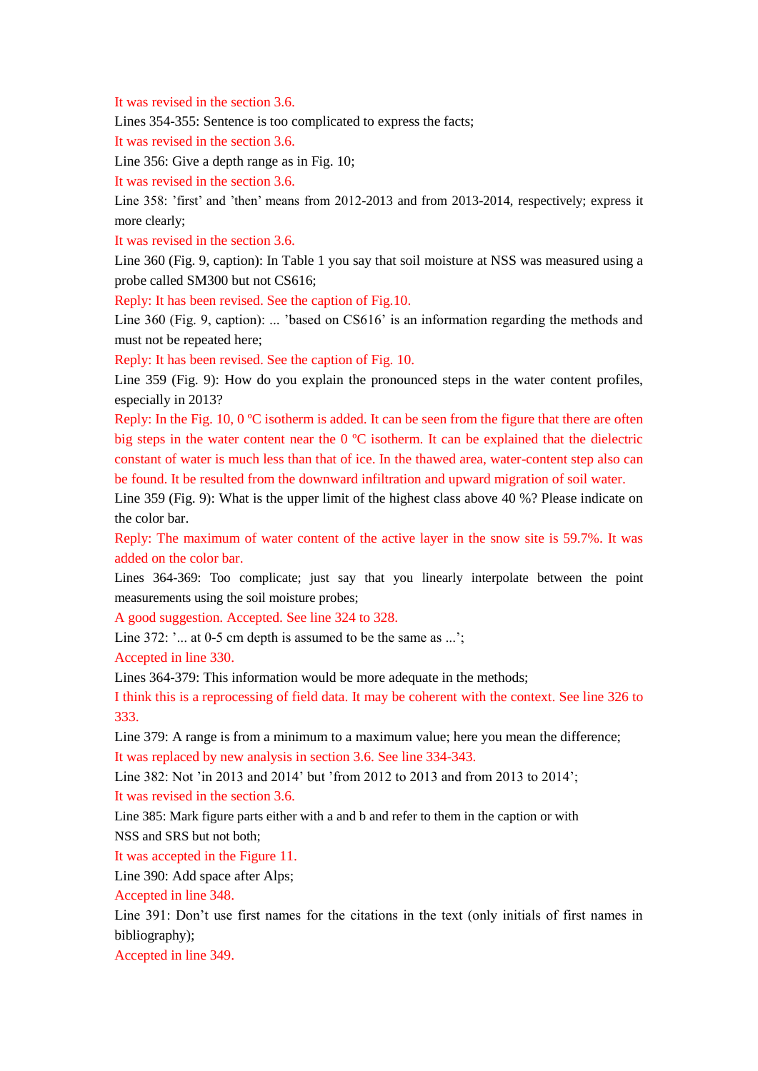It was revised in the section 3.6.

Lines 354-355: Sentence is too complicated to express the facts;

It was revised in the section 3.6.

Line 356: Give a depth range as in Fig. 10;

It was revised in the section 3.6.

Line 358: 'first' and 'then' means from 2012-2013 and from 2013-2014, respectively; express it more clearly;

It was revised in the section 3.6.

Line 360 (Fig. 9, caption): In Table 1 you say that soil moisture at NSS was measured using a probe called SM300 but not CS616;

Reply: It has been revised. See the caption of Fig.10.

Line 360 (Fig. 9, caption): ... 'based on CS616' is an information regarding the methods and must not be repeated here;

Reply: It has been revised. See the caption of Fig. 10.

Line 359 (Fig. 9): How do you explain the pronounced steps in the water content profiles, especially in 2013?

Reply: In the Fig. 10, 0 ºC isotherm is added. It can be seen from the figure that there are often big steps in the water content near the 0 ºC isotherm. It can be explained that the dielectric constant of water is much less than that of ice. In the thawed area, water-content step also can be found. It be resulted from the downward infiltration and upward migration of soil water.

Line 359 (Fig. 9): What is the upper limit of the highest class above 40 %? Please indicate on the color bar.

Reply: The maximum of water content of the active layer in the snow site is 59.7%. It was added on the color bar.

Lines 364-369: Too complicate; just say that you linearly interpolate between the point measurements using the soil moisture probes;

A good suggestion. Accepted. See line 324 to 328.

Line 372: '... at 0-5 cm depth is assumed to be the same as ...';

Accepted in line 330.

Lines 364-379: This information would be more adequate in the methods;

I think this is a reprocessing of field data. It may be coherent with the context. See line 326 to 333.

Line 379: A range is from a minimum to a maximum value; here you mean the difference;

It was replaced by new analysis in section 3.6. See line 334-343.

Line 382: Not 'in 2013 and 2014' but 'from 2012 to 2013 and from 2013 to 2014';

It was revised in the section 3.6.

Line 385: Mark figure parts either with a and b and refer to them in the caption or with NSS and SRS but not both;

It was accepted in the Figure 11.

Line 390: Add space after Alps;

Accepted in line 348.

Line 391: Don't use first names for the citations in the text (only initials of first names in bibliography);

Accepted in line 349.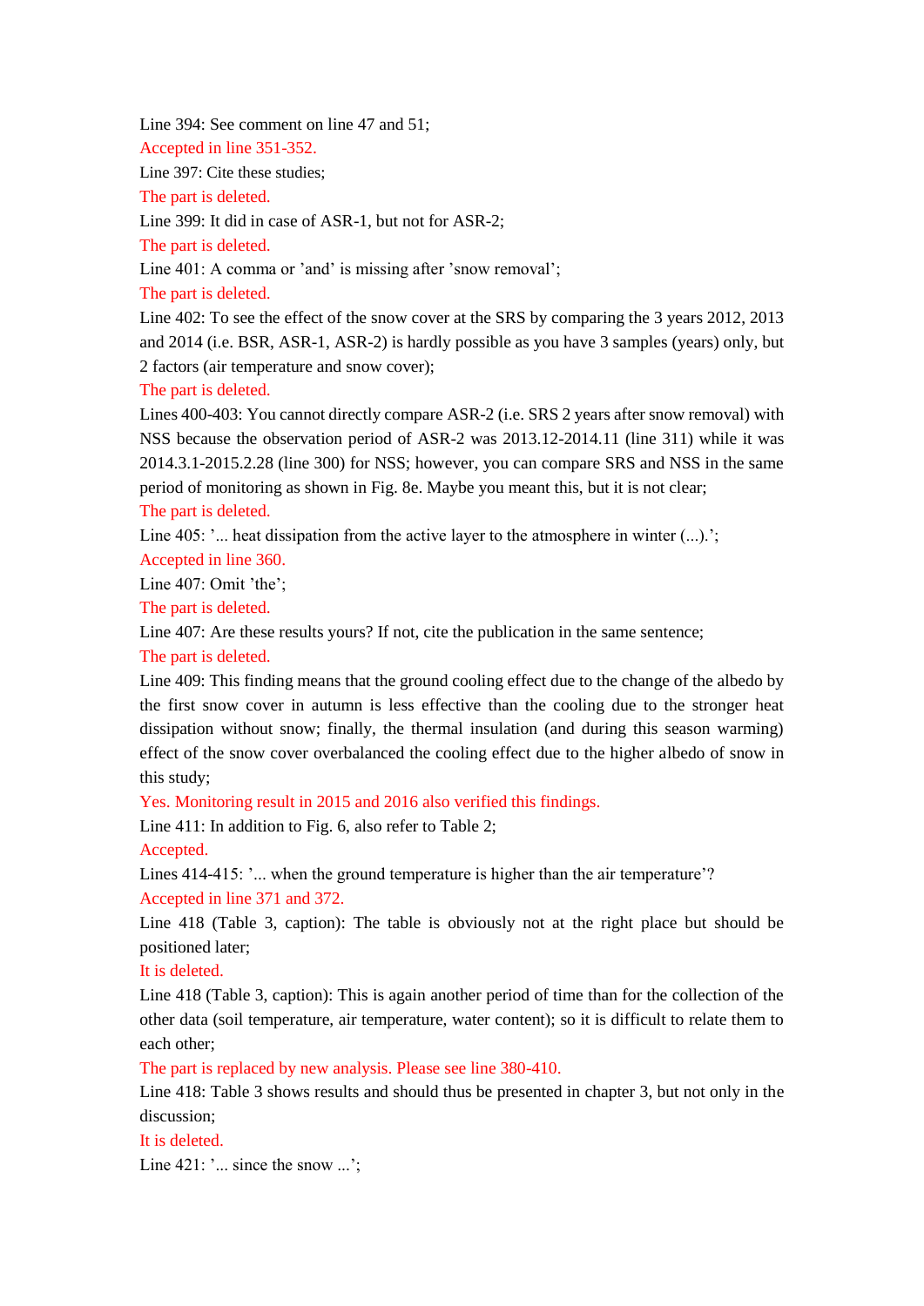Line 394: See comment on line 47 and 51;

Accepted in line 351-352.

Line 397: Cite these studies;

The part is deleted.

Line 399: It did in case of ASR-1, but not for ASR-2;

The part is deleted.

Line 401: A comma or 'and' is missing after 'snow removal';

The part is deleted.

Line 402: To see the effect of the snow cover at the SRS by comparing the 3 years 2012, 2013 and 2014 (i.e. BSR, ASR-1, ASR-2) is hardly possible as you have 3 samples (years) only, but 2 factors (air temperature and snow cover);

The part is deleted.

Lines 400-403: You cannot directly compare ASR-2 (i.e. SRS 2 years after snow removal) with NSS because the observation period of ASR-2 was 2013.12-2014.11 (line 311) while it was 2014.3.1-2015.2.28 (line 300) for NSS; however, you can compare SRS and NSS in the same period of monitoring as shown in Fig. 8e. Maybe you meant this, but it is not clear;

The part is deleted.

Line 405: '... heat dissipation from the active layer to the atmosphere in winter (...).';

Accepted in line 360.

Line 407: Omit 'the';

The part is deleted.

Line 407: Are these results yours? If not, cite the publication in the same sentence;

The part is deleted.

Line 409: This finding means that the ground cooling effect due to the change of the albedo by the first snow cover in autumn is less effective than the cooling due to the stronger heat dissipation without snow; finally, the thermal insulation (and during this season warming) effect of the snow cover overbalanced the cooling effect due to the higher albedo of snow in this study;

Yes. Monitoring result in 2015 and 2016 also verified this findings.

Line 411: In addition to Fig. 6, also refer to Table 2;

Accepted.

Lines 414-415: '... when the ground temperature is higher than the air temperature'?

Accepted in line 371 and 372.

Line 418 (Table 3, caption): The table is obviously not at the right place but should be positioned later;

It is deleted.

Line 418 (Table 3, caption): This is again another period of time than for the collection of the other data (soil temperature, air temperature, water content); so it is difficult to relate them to each other;

The part is replaced by new analysis. Please see line 380-410.

Line 418: Table 3 shows results and should thus be presented in chapter 3, but not only in the discussion;

It is deleted.

Line 421: '... since the snow ...';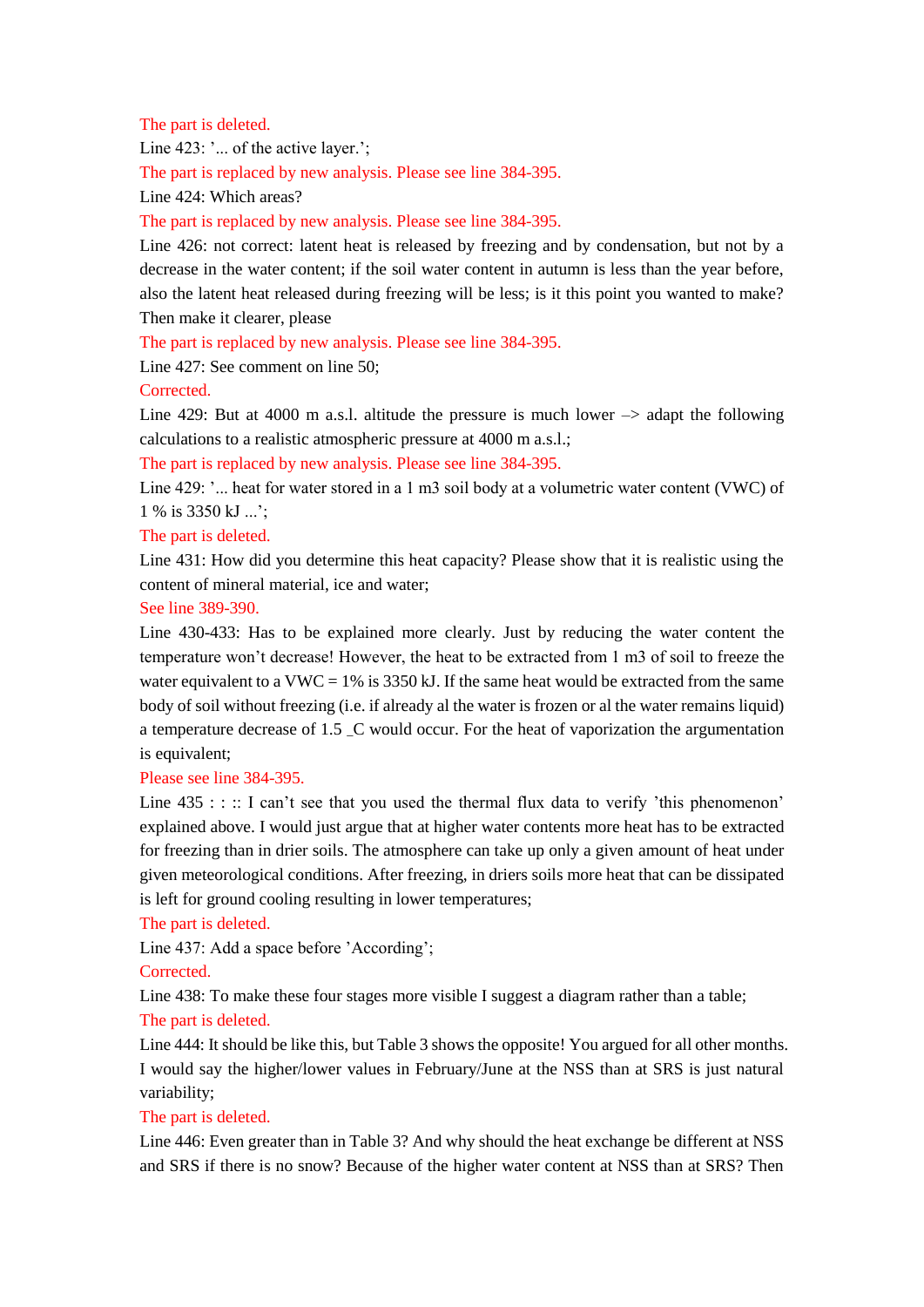The part is deleted.

Line 423: '... of the active layer.';

The part is replaced by new analysis. Please see line 384-395.

Line 424: Which areas?

The part is replaced by new analysis. Please see line 384-395.

Line 426: not correct: latent heat is released by freezing and by condensation, but not by a decrease in the water content; if the soil water content in autumn is less than the year before, also the latent heat released during freezing will be less; is it this point you wanted to make? Then make it clearer, please

The part is replaced by new analysis. Please see line 384-395.

Line 427: See comment on line 50;

Corrected.

Line 429: But at 4000 m a.s.l. altitude the pressure is much lower –> adapt the following calculations to a realistic atmospheric pressure at 4000 m a.s.l.;

The part is replaced by new analysis. Please see line 384-395.

Line 429: '... heat for water stored in a 1 m3 soil body at a volumetric water content (VWC) of 1 % is 3350 kJ ...';

The part is deleted.

Line 431: How did you determine this heat capacity? Please show that it is realistic using the content of mineral material, ice and water;

See line 389-390.

Line 430-433: Has to be explained more clearly. Just by reducing the water content the temperature won't decrease! However, the heat to be extracted from 1 m3 of soil to freeze the water equivalent to a VWC = 1% is 3350 kJ. If the same heat would be extracted from the same body of soil without freezing (i.e. if already al the water is frozen or al the water remains liquid) a temperature decrease of 1.5 _C would occur. For the heat of vaporization the argumentation is equivalent;

Please see line 384-395.

Line 435 : : :: I can't see that you used the thermal flux data to verify 'this phenomenon' explained above. I would just argue that at higher water contents more heat has to be extracted for freezing than in drier soils. The atmosphere can take up only a given amount of heat under given meteorological conditions. After freezing, in driers soils more heat that can be dissipated is left for ground cooling resulting in lower temperatures;

The part is deleted.

Line 437: Add a space before 'According';

Corrected.

Line 438: To make these four stages more visible I suggest a diagram rather than a table;

The part is deleted.

Line 444: It should be like this, but Table 3 shows the opposite! You argued for all other months. I would say the higher/lower values in February/June at the NSS than at SRS is just natural variability;

The part is deleted.

Line 446: Even greater than in Table 3? And why should the heat exchange be different at NSS and SRS if there is no snow? Because of the higher water content at NSS than at SRS? Then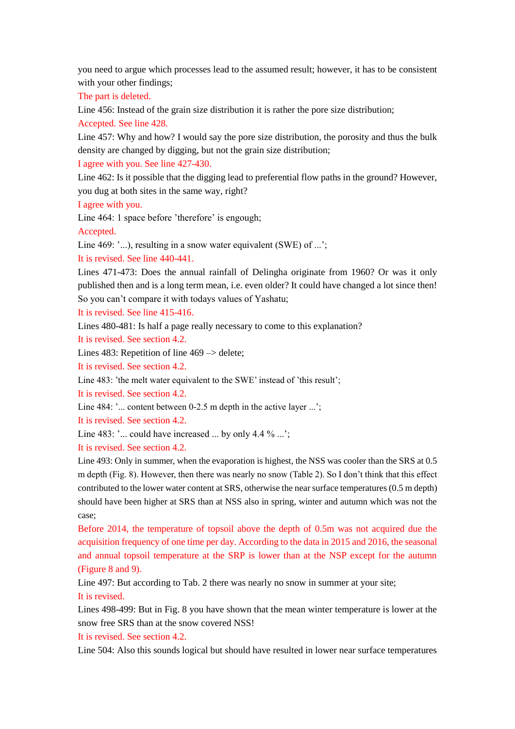you need to argue which processes lead to the assumed result; however, it has to be consistent with your other findings;

The part is deleted.

Line 456: Instead of the grain size distribution it is rather the pore size distribution;

Accepted. See line 428.

Line 457: Why and how? I would say the pore size distribution, the porosity and thus the bulk density are changed by digging, but not the grain size distribution;

I agree with you. See line 427-430.

Line 462: Is it possible that the digging lead to preferential flow paths in the ground? However, you dug at both sites in the same way, right?

I agree with you.

Line 464: 1 space before 'therefore' is engough;

Accepted.

Line 469: '...), resulting in a snow water equivalent (SWE) of ...';

It is revised. See line 440-441.

Lines 471-473: Does the annual rainfall of Delingha originate from 1960? Or was it only published then and is a long term mean, i.e. even older? It could have changed a lot since then! So you can't compare it with todays values of Yashatu;

It is revised. See line 415-416.

Lines 480-481: Is half a page really necessary to come to this explanation?

It is revised. See section 4.2.

Lines 483: Repetition of line 469 –> delete;

It is revised. See section 4.2.

Line 483: 'the melt water equivalent to the SWE' instead of 'this result';

It is revised. See section 4.2.

Line 484: '... content between 0-2.5 m depth in the active layer ...';

It is revised. See section 4.2.

Line 483: '... could have increased ... by only 4.4 % ...';

It is revised. See section 4.2.

Line 493: Only in summer, when the evaporation is highest, the NSS was cooler than the SRS at 0.5 m depth (Fig. 8). However, then there was nearly no snow (Table 2). So I don't think that this effect contributed to the lower water content at SRS, otherwise the near surface temperatures (0.5 m depth) should have been higher at SRS than at NSS also in spring, winter and autumn which was not the case;

Before 2014, the temperature of topsoil above the depth of 0.5m was not acquired due the acquisition frequency of one time per day. According to the data in 2015 and 2016, the seasonal and annual topsoil temperature at the SRP is lower than at the NSP except for the autumn (Figure 8 and 9).

Line 497: But according to Tab. 2 there was nearly no snow in summer at your site;

It is revised.

Lines 498-499: But in Fig. 8 you have shown that the mean winter temperature is lower at the snow free SRS than at the snow covered NSS!

It is revised. See section 4.2.

Line 504: Also this sounds logical but should have resulted in lower near surface temperatures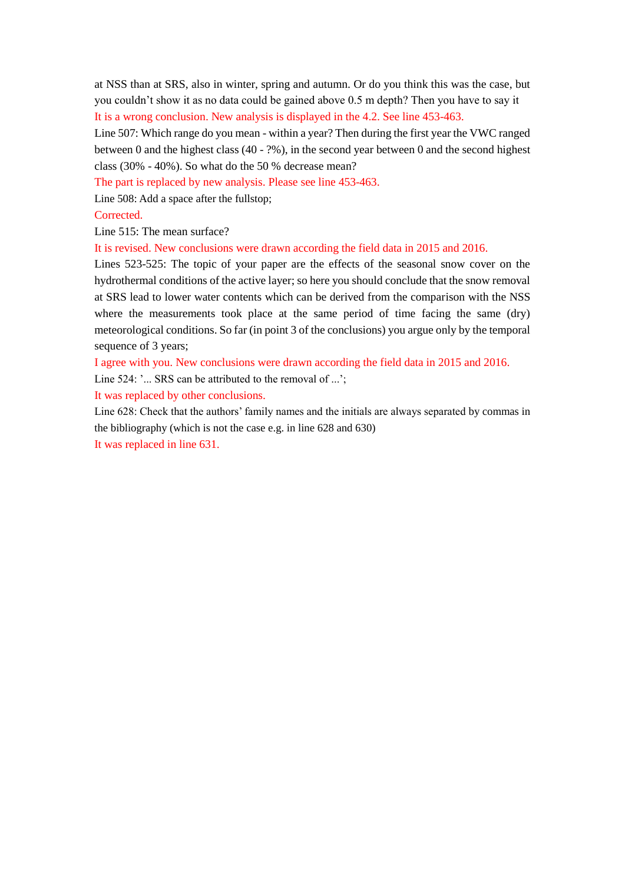at NSS than at SRS, also in winter, spring and autumn. Or do you think this was the case, but you couldn't show it as no data could be gained above 0.5 m depth? Then you have to say it

It is a wrong conclusion. New analysis is displayed in the 4.2. See line 453-463.

Line 507: Which range do you mean - within a year? Then during the first year the VWC ranged between 0 and the highest class (40 - ?%), in the second year between 0 and the second highest class (30% - 40%). So what do the 50 % decrease mean?

The part is replaced by new analysis. Please see line 453-463.

Line 508: Add a space after the fullstop;

Corrected.

Line 515: The mean surface?

It is revised. New conclusions were drawn according the field data in 2015 and 2016.

Lines 523-525: The topic of your paper are the effects of the seasonal snow cover on the hydrothermal conditions of the active layer; so here you should conclude that the snow removal at SRS lead to lower water contents which can be derived from the comparison with the NSS where the measurements took place at the same period of time facing the same (dry) meteorological conditions. So far (in point 3 of the conclusions) you argue only by the temporal sequence of 3 years;

I agree with you. New conclusions were drawn according the field data in 2015 and 2016.

Line 524: '... SRS can be attributed to the removal of ...';

It was replaced by other conclusions.

Line 628: Check that the authors' family names and the initials are always separated by commas in the bibliography (which is not the case e.g. in line 628 and 630)

It was replaced in line 631.